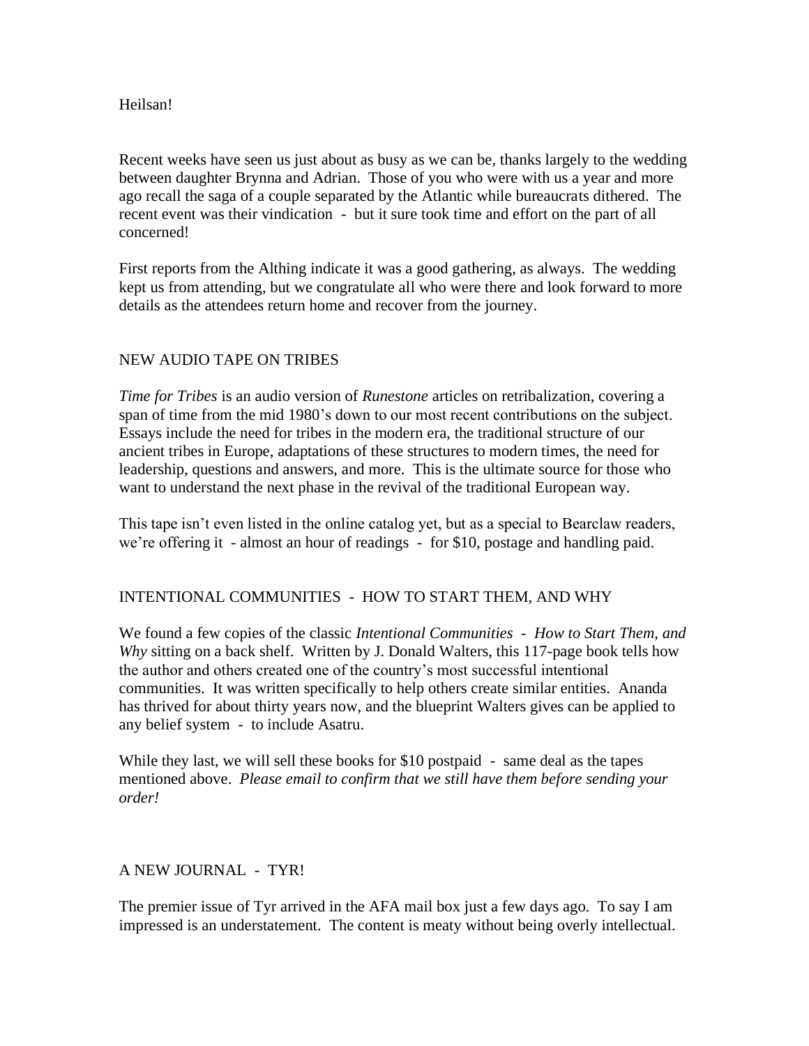Heilsan!

Recent weeks have seen us just about as busy as we can be, thanks largely to the wedding between daughter Brynna and Adrian. Those of you who were with us a year and more ago recall the saga of a couple separated by the Atlantic while bureaucrats dithered. The recent event was their vindication - but it sure took time and effort on the part of all concerned!

First reports from the Althing indicate it was a good gathering, as always. The wedding kept us from attending, but we congratulate all who were there and look forward to more details as the attendees return home and recover from the journey.

## NEW AUDIO TAPE ON TRIBES

*Time for Tribes* is an audio version of *Runestone* articles on retribalization, covering a span of time from the mid 1980's down to our most recent contributions on the subject. Essays include the need for tribes in the modern era, the traditional structure of our ancient tribes in Europe, adaptations of these structures to modern times, the need for leadership, questions and answers, and more. This is the ultimate source for those who want to understand the next phase in the revival of the traditional European way.

This tape isn't even listed in the online catalog yet, but as a special to Bearclaw readers, we're offering it - almost an hour of readings - for $10, postage and handling paid.

## INTENTIONAL COMMUNITIES - HOW TO START THEM, AND WHY

We found a few copies of the classic *Intentional Communities - How to Start Them, and Why* sitting on a back shelf. Written by J. Donald Walters, this 117-page book tells how the author and others created one of the country's most successful intentional communities. It was written specifically to help others create similar entities. Ananda has thrived for about thirty years now, and the blueprint Walters gives can be applied to any belief system - to include Asatru.

While they last, we will sell these books for $10 postpaid - same deal as the tapes mentioned above. *Please email to confirm that we still have them before sending your order!*

## A NEW JOURNAL - TYR!

The premier issue of Tyr arrived in the AFA mail box just a few days ago. To say I am impressed is an understatement. The content is meaty without being overly intellectual.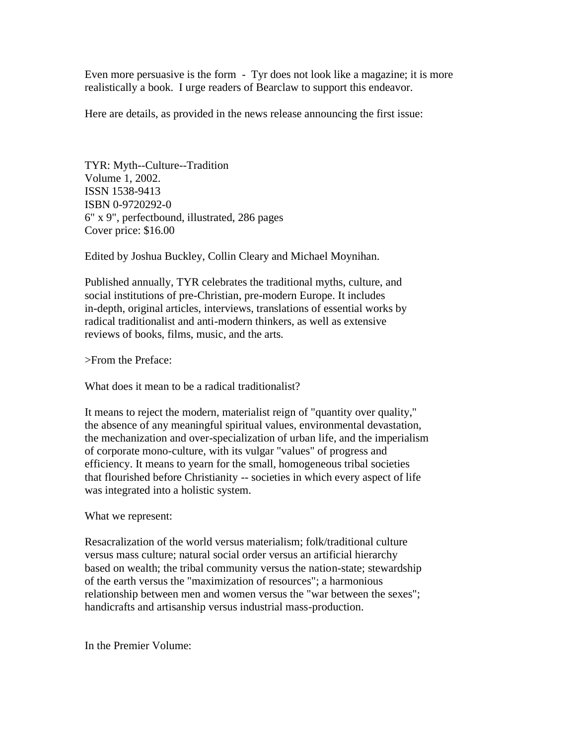Even more persuasive is the form - Tyr does not look like a magazine; it is more realistically a book. I urge readers of Bearclaw to support this endeavor.

Here are details, as provided in the news release announcing the first issue:

TYR: Myth--Culture--Tradition
Volume 1, 2002.
ISSN 1538-9413
ISBN 0-9720292-0
6" x 9", perfectbound, illustrated, 286 pages
Cover price: $16.00

Edited by Joshua Buckley, Collin Cleary and Michael Moynihan.

Published annually, TYR celebrates the traditional myths, culture, and social institutions of pre-Christian, pre-modern Europe. It includes in-depth, original articles, interviews, translations of essential works by radical traditionalist and anti-modern thinkers, as well as extensive reviews of books, films, music, and the arts.

>From the Preface:

What does it mean to be a radical traditionalist?

It means to reject the modern, materialist reign of "quantity over quality," the absence of any meaningful spiritual values, environmental devastation, the mechanization and over-specialization of urban life, and the imperialism of corporate mono-culture, with its vulgar "values" of progress and efficiency. It means to yearn for the small, homogeneous tribal societies that flourished before Christianity -- societies in which every aspect of life was integrated into a holistic system.

What we represent:

Resacralization of the world versus materialism; folk/traditional culture versus mass culture; natural social order versus an artificial hierarchy based on wealth; the tribal community versus the nation-state; stewardship of the earth versus the "maximization of resources"; a harmonious relationship between men and women versus the "war between the sexes"; handicrafts and artisanship versus industrial mass-production.

In the Premier Volume: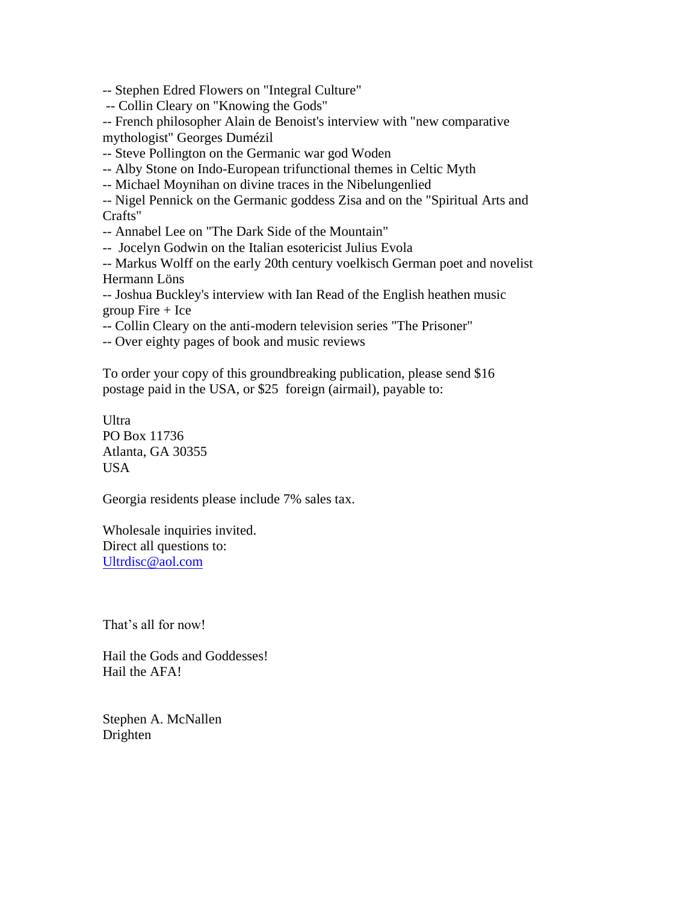-- Stephen Edred Flowers on "Integral Culture"
-- Collin Cleary on "Knowing the Gods"
-- French philosopher Alain de Benoist's interview with "new comparative mythologist" Georges Dumézil
-- Steve Pollington on the Germanic war god Woden
-- Alby Stone on Indo-European trifunctional themes in Celtic Myth
-- Michael Moynihan on divine traces in the Nibelungenlied
-- Nigel Pennick on the Germanic goddess Zisa and on the "Spiritual Arts and Crafts"
-- Annabel Lee on "The Dark Side of the Mountain"
-- Jocelyn Godwin on the Italian esotericist Julius Evola
-- Markus Wolff on the early 20th century voelkisch German poet and novelist Hermann Löns
-- Joshua Buckley's interview with Ian Read of the English heathen music group Fire + Ice
-- Collin Cleary on the anti-modern television series "The Prisoner"
-- Over eighty pages of book and music reviews

To order your copy of this groundbreaking publication, please send $16 postage paid in the USA, or $25 foreign (airmail), payable to:

Ultra
PO Box 11736
Atlanta, GA 30355
USA

Georgia residents please include 7% sales tax.

Wholesale inquiries invited.
Direct all questions to:
Ultrdisc@aol.com

That's all for now!

Hail the Gods and Goddesses!
Hail the AFA!

Stephen A. McNallen
Drighten